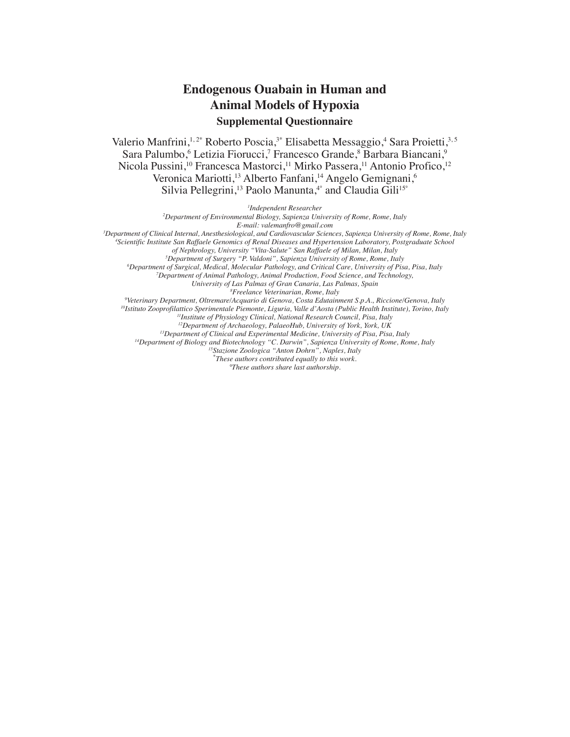# Endogenous Ouabain in Human and Animal Models of Hypoxia

## Supplemental Questionnaire

Valerio Manfrini,[1,2*] Roberto Poscia,[3*] Elisabetta Messaggio,[4] Sara Proietti,[3,5] Sara Palumbo,[6] Letizia Fiorucci,[7] Francesco Grande,[8] Barbara Biancani,[9] Nicola Pussini,[10] Francesca Mastorci,[11] Mirko Passera,[11] Antonio Profico,[12] Veronica Mariotti,[13] Alberto Fanfani,[14] Angelo Gemignani,[6] Silvia Pellegrini,[13] Paolo Manunta,[4°] and Claudia Gili[15°]

*[1]Independent Researcher*
*[2]Department of Environmental Biology, Sapienza University of Rome, Rome, Italy*
*E-mail: valemanfro@gmail.com*
*[3]Department of Clinical Internal, Anesthesiological, and Cardiovascular Sciences, Sapienza University of Rome, Rome, Italy*
*[4]Scientific Institute San Raffaele Genomics of Renal Diseases and Hypertension Laboratory, Postgraduate School of Nephrology, University "Vita-Salute" San Raffaele of Milan, Milan, Italy*
*[5]Department of Surgery "P. Valdoni", Sapienza University of Rome, Rome, Italy*
*[6]Department of Surgical, Medical, Molecular Pathology, and Critical Care, University of Pisa, Pisa, Italy*
*[7]Department of Animal Pathology, Animal Production, Food Science, and Technology, University of Las Palmas of Gran Canaria, Las Palmas, Spain*
*[8]Freelance Veterinarian, Rome, Italy*
*[9]Veterinary Department, Oltremare/Acquario di Genova, Costa Edutainment S.p.A., Riccione/Genova, Italy*
*[10]Istituto Zooprofilattico Sperimentale Piemonte, Liguria, Valle d'Aosta (Public Health Institute), Torino, Italy*
*[11]Institute of Physiology Clinical, National Research Council, Pisa, Italy*
*[12]Department of Archaeology, PalaeoHub, University of York, York, UK*
*[13]Department of Clinical and Experimental Medicine, University of Pisa, Pisa, Italy*
*[14]Department of Biology and Biotechnology "C. Darwin", Sapienza University of Rome, Rome, Italy*
*[15]Stazione Zoologica "Anton Dohrn", Naples, Italy*
*[*]These authors contributed equally to this work.*
*[°]These authors share last authorship.*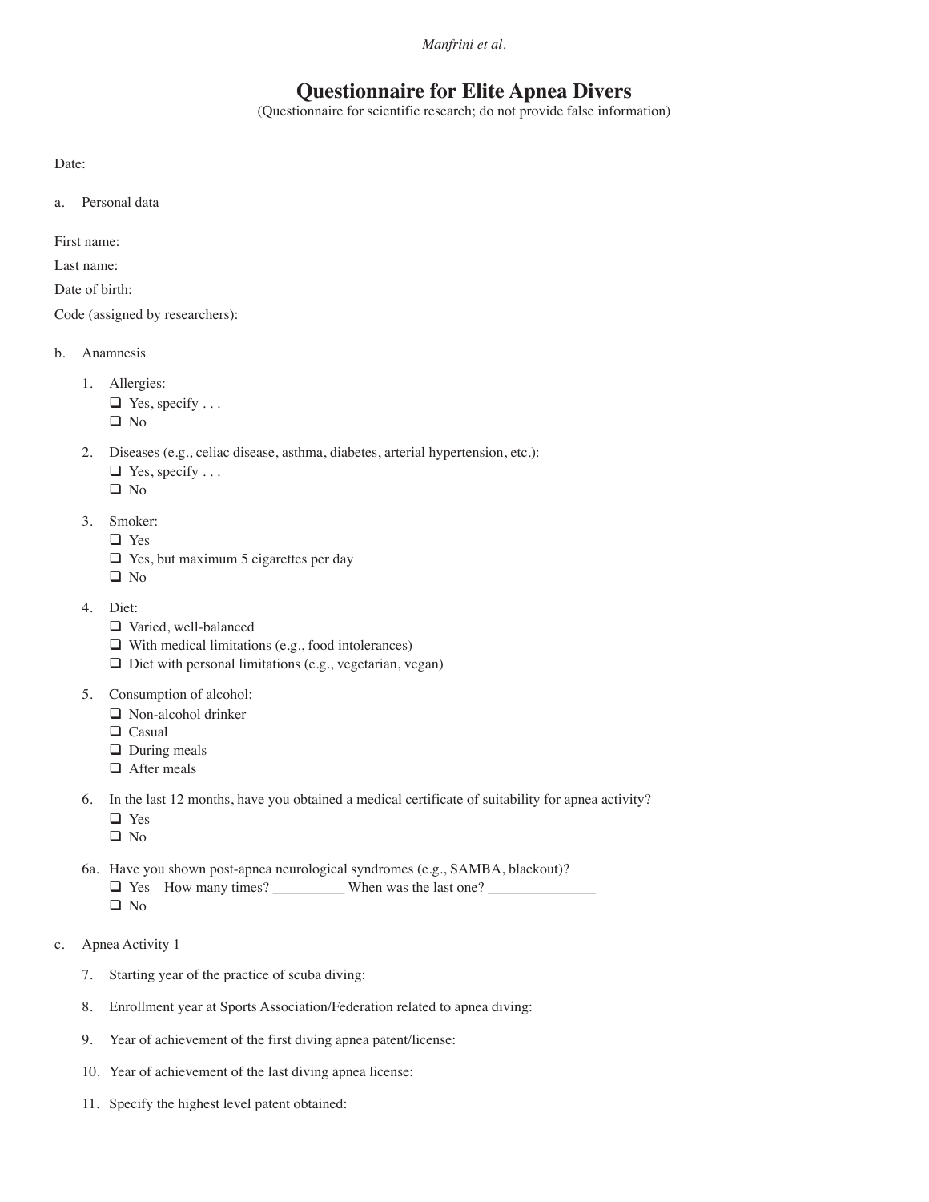# Questionnaire for Elite Apnea Divers

(Questionnaire for scientific research; do not provide false information)

Date:

a. Personal data

First name:

Last name:

Date of birth:

Code (assigned by researchers):

b. Anamnesis

1. Allergies:
   - ❑ Yes, specify . . .
   - ❑ No
2. Diseases (e.g., celiac disease, asthma, diabetes, arterial hypertension, etc.):
   - ❑ Yes, specify . . .
   - ❑ No
3. Smoker:
   - ❑ Yes
   - ❑ Yes, but maximum 5 cigarettes per day
   - ❑ No
4. Diet:
   - ❑ Varied, well-balanced
   - ❑ With medical limitations (e.g., food intolerances)
   - ❑ Diet with personal limitations (e.g., vegetarian, vegan)
5. Consumption of alcohol:
   - ❑ Non-alcohol drinker
   - ❑ Casual
   - ❑ During meals
   - ❑ After meals
6. In the last 12 months, have you obtained a medical certificate of suitability for apnea activity?
   - ❑ Yes
   - ❑ No

6a. Have you shown post-apnea neurological syndromes (e.g., SAMBA, blackout)?
   - ❑ Yes How many times? __________ When was the last one? _______________
   - ❑ No

c. Apnea Activity 1

7. Starting year of the practice of scuba diving:
8. Enrollment year at Sports Association/Federation related to apnea diving:
9. Year of achievement of the first diving apnea patent/license:
10. Year of achievement of the last diving apnea license:
11. Specify the highest level patent obtained: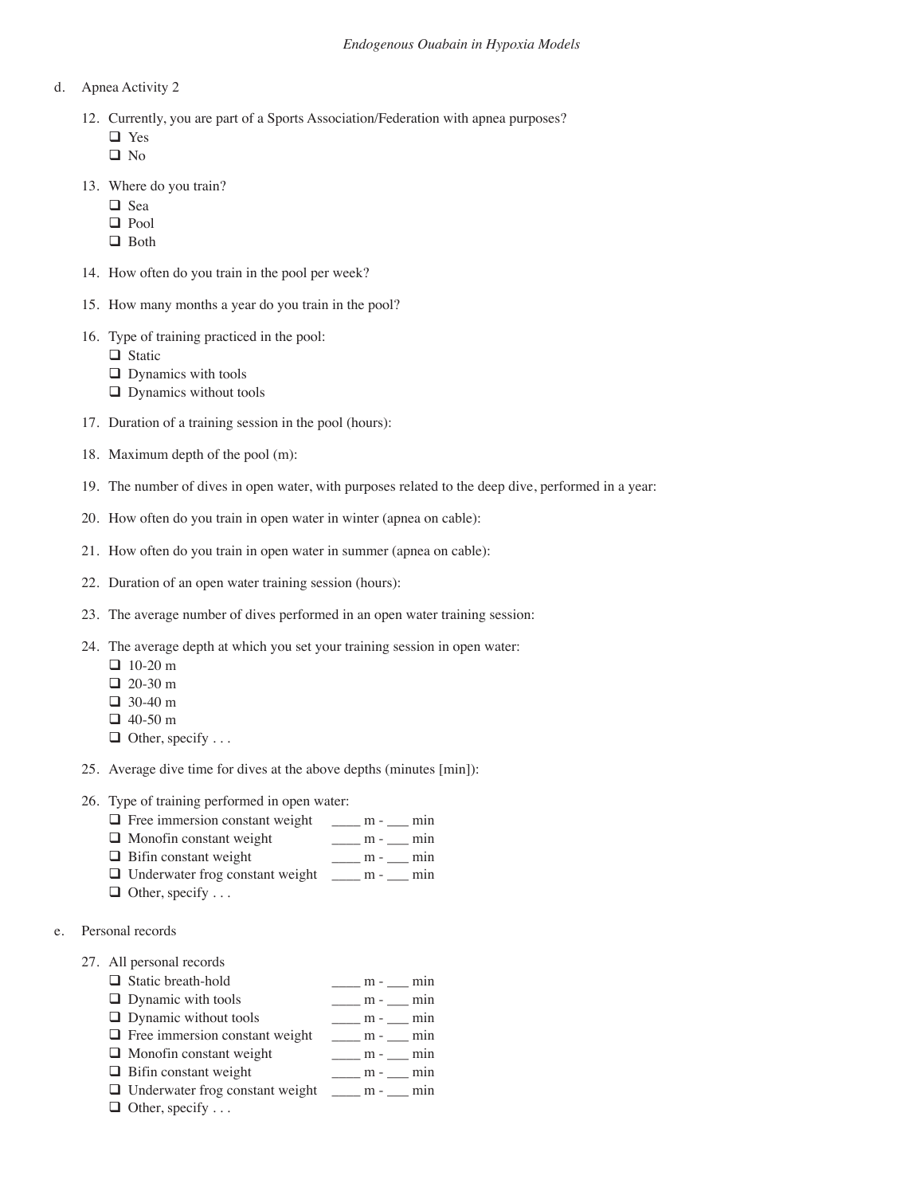d. Apnea Activity 2

12. Currently, you are part of a Sports Association/Federation with apnea purposes?
    - ❑ Yes
    - ❑ No

13. Where do you train?
    - ❑ Sea
    - ❑ Pool
    - ❑ Both

14. How often do you train in the pool per week?

15. How many months a year do you train in the pool?

16. Type of training practiced in the pool:
    - ❑ Static
    - ❑ Dynamics with tools
    - ❑ Dynamics without tools

17. Duration of a training session in the pool (hours):

18. Maximum depth of the pool (m):

19. The number of dives in open water, with purposes related to the deep dive, performed in a year:

20. How often do you train in open water in winter (apnea on cable):

21. How often do you train in open water in summer (apnea on cable):

22. Duration of an open water training session (hours):

23. The average number of dives performed in an open water training session:

24. The average depth at which you set your training session in open water:
    - ❑ 10-20 m
    - ❑ 20-30 m
    - ❑ 30-40 m
    - ❑ 40-50 m
    - ❑ Other, specify . . .

25. Average dive time for dives at the above depths (minutes [min]):

26. Type of training performed in open water:
    - ❑ Free immersion constant weight ____ m - ___ min
    - ❑ Monofin constant weight ____ m - ___ min
    - ❑ Bifin constant weight ____ m - ___ min
    - ❑ Underwater frog constant weight ____ m - ___ min
    - ❑ Other, specify . . .

e. Personal records

27. All personal records
    - ❑ Static breath-hold ____ m - ___ min
    - ❑ Dynamic with tools ____ m - ___ min
    - ❑ Dynamic without tools ____ m - ___ min
    - ❑ Free immersion constant weight ____ m - ___ min
    - ❑ Monofin constant weight ____ m - ___ min
    - ❑ Bifin constant weight ____ m - ___ min
    - ❑ Underwater frog constant weight ____ m - ___ min
    - ❑ Other, specify . . .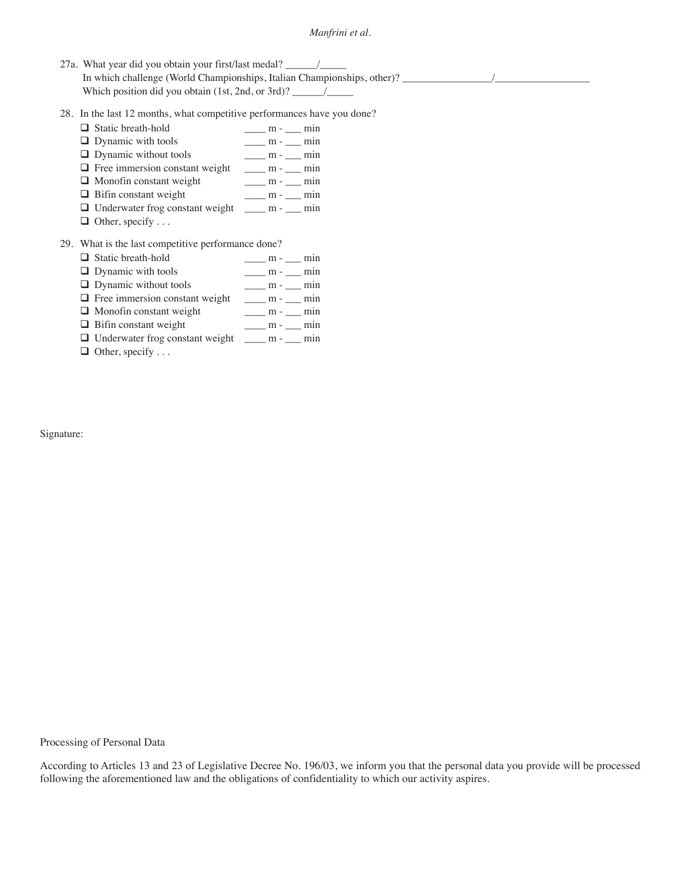27a. What year did you obtain your first/last medal? ______/_____
In which challenge (World Championships, Italian Championships, other)? _________________/__________________
Which position did you obtain (1st, 2nd, or 3rd)? ______/_____

28. In the last 12 months, what competitive performances have you done?

- ❑ Static breath-hold ____ m - ___ min
- ❑ Dynamic with tools ____ m - ___ min
- ❑ Dynamic without tools ____ m - ___ min
- ❑ Free immersion constant weight ____ m - ___ min
- ❑ Monofin constant weight ____ m - ___ min
- ❑ Bifin constant weight ____ m - ___ min
- ❑ Underwater frog constant weight ____ m - ___ min
- ❑ Other, specify . . .

29. What is the last competitive performance done?

- ❑ Static breath-hold ____ m - ___ min
- ❑ Dynamic with tools ____ m - ___ min
- ❑ Dynamic without tools ____ m - ___ min
- ❑ Free immersion constant weight ____ m - ___ min
- ❑ Monofin constant weight ____ m - ___ min
- ❑ Bifin constant weight ____ m - ___ min
- ❑ Underwater frog constant weight ____ m - ___ min
- ❑ Other, specify . . .

Signature:

Processing of Personal Data

According to Articles 13 and 23 of Legislative Decree No. 196/03, we inform you that the personal data you provide will be processed following the aforementioned law and the obligations of confidentiality to which our activity aspires.